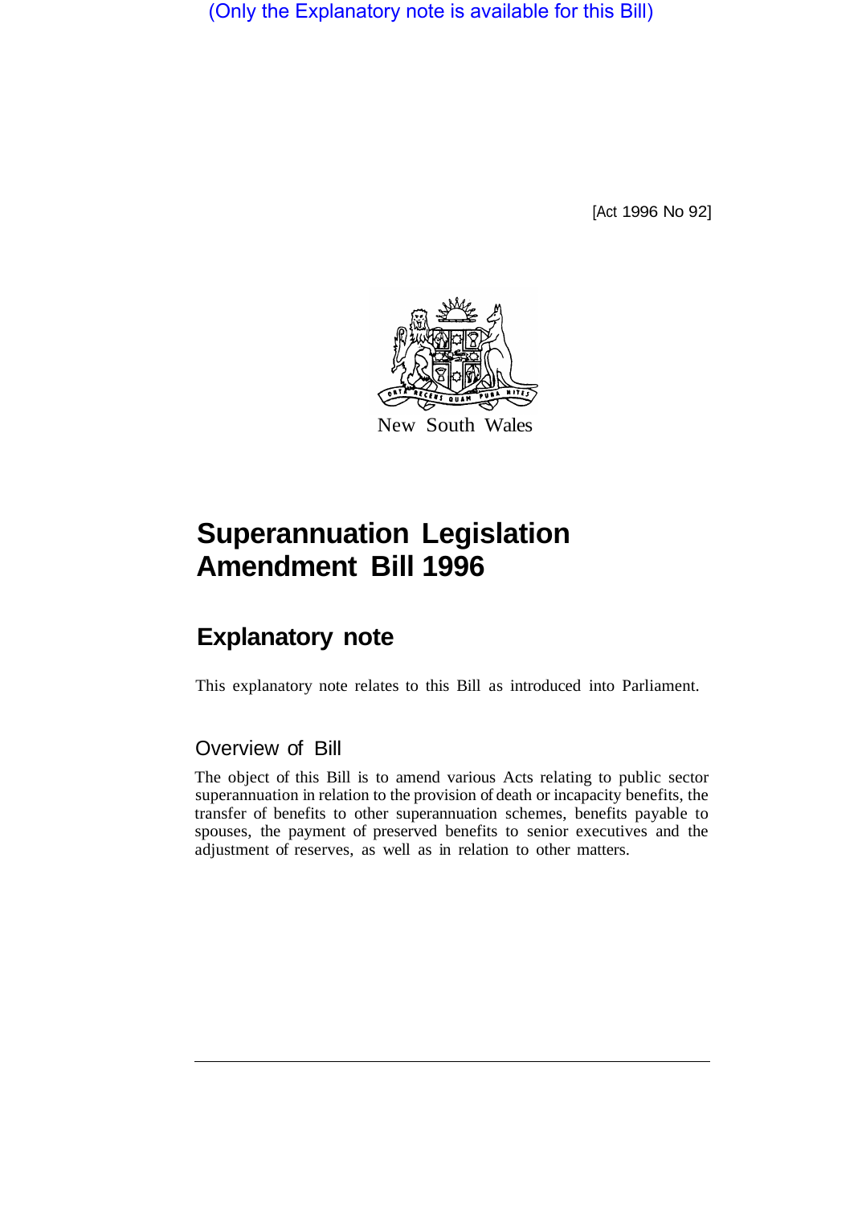(Only the Explanatory note is available for this Bill)

[Act 1996 No 92]

New South Wales

# Superannuation Legislation Amendment Bill 1996

## Explanatory note

This explanatory note relates to this Bill as introduced into Parliament.

### Overview of Bill

The object of this Bill is to amend various Acts relating to public sector superannuation in relation to the provision of death or incapacity benefits, the transfer of benefits to other superannuation schemes, benefits payable to spouses, the payment of preserved benefits to senior executives and the adjustment of reserves, as well as in relation to other matters.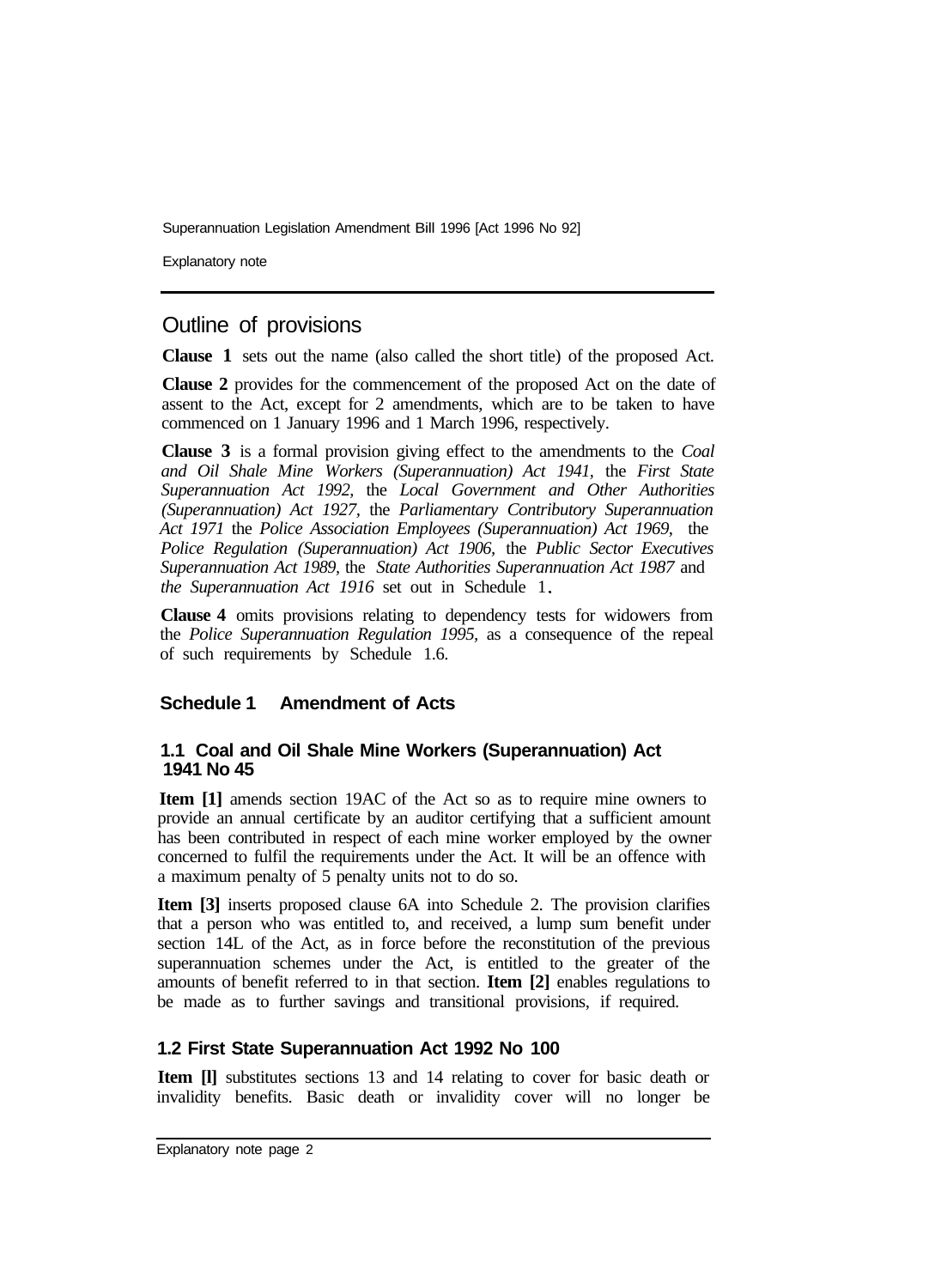## Outline of provisions

**Clause 1** sets out the name (also called the short title) of the proposed Act.

**Clause 2** provides for the commencement of the proposed Act on the date of assent to the Act, except for 2 amendments, which are to be taken to have commenced on 1 January 1996 and 1 March 1996, respectively.

**Clause 3** is a formal provision giving effect to the amendments to the *Coal and Oil Shale Mine Workers (Superannuation) Act 1941,* the *First State Superannuation Act 1992,* the *Local Government and Other Authorities (Superannuation) Act 1927,* the *Parliamentary Contributory Superannuation Act 1971* the *Police Association Employees (Superannuation) Act 1969,* the *Police Regulation (Superannuation) Act 1906,* the *Public Sector Executives Superannuation Act 1989,* the *State Authorities Superannuation Act 1987* and *the Superannuation Act 1916* set out in Schedule 1.

**Clause 4** omits provisions relating to dependency tests for widowers from the *Police Superannuation Regulation 1995,* as a consequence of the repeal of such requirements by Schedule 1.6.

### Schedule 1 Amendment of Acts

#### 1.1 Coal and Oil Shale Mine Workers (Superannuation) Act 1941 No 45

**Item [1]** amends section 19AC of the Act so as to require mine owners to provide an annual certificate by an auditor certifying that a sufficient amount has been contributed in respect of each mine worker employed by the owner concerned to fulfil the requirements under the Act. It will be an offence with a maximum penalty of 5 penalty units not to do so.

**Item [3]** inserts proposed clause 6A into Schedule 2. The provision clarifies that a person who was entitled to, and received, a lump sum benefit under section 14L of the Act, as in force before the reconstitution of the previous superannuation schemes under the Act, is entitled to the greater of the amounts of benefit referred to in that section. **Item [2]** enables regulations to be made as to further savings and transitional provisions, if required.

#### 1.2 First State Superannuation Act 1992 No 100

**Item [l]** substitutes sections 13 and 14 relating to cover for basic death or invalidity benefits. Basic death or invalidity cover will no longer be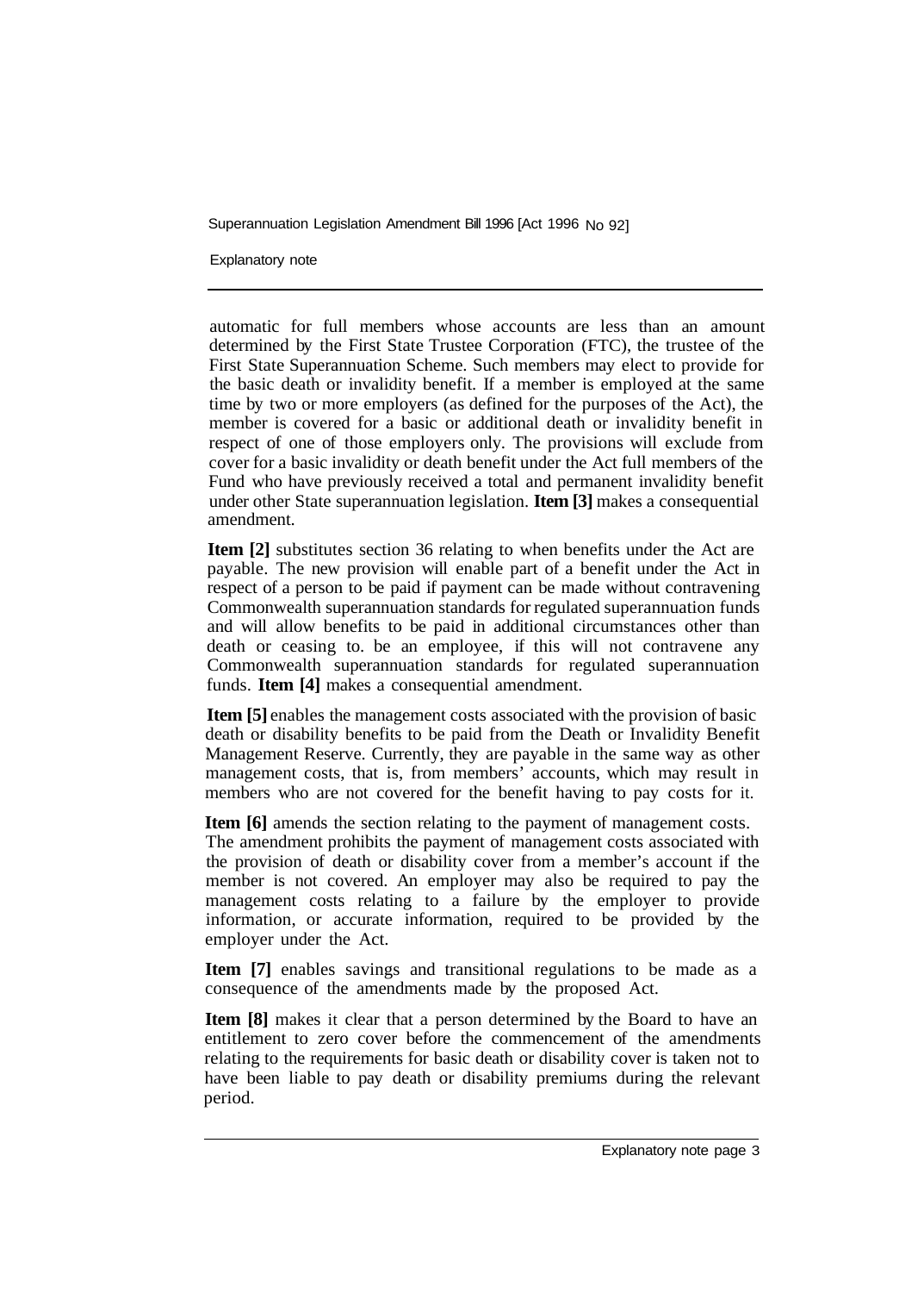automatic for full members whose accounts are less than an amount determined by the First State Trustee Corporation (FTC), the trustee of the First State Superannuation Scheme. Such members may elect to provide for the basic death or invalidity benefit. If a member is employed at the same time by two or more employers (as defined for the purposes of the Act), the member is covered for a basic or additional death or invalidity benefit in respect of one of those employers only. The provisions will exclude from cover for a basic invalidity or death benefit under the Act full members of the Fund who have previously received a total and permanent invalidity benefit under other State superannuation legislation. **Item [3]** makes a consequential amendment.

**Item [2]** substitutes section 36 relating to when benefits under the Act are payable. The new provision will enable part of a benefit under the Act in respect of a person to be paid if payment can be made without contravening Commonwealth superannuation standards for regulated superannuation funds and will allow benefits to be paid in additional circumstances other than death or ceasing to. be an employee, if this will not contravene any Commonwealth superannuation standards for regulated superannuation funds. **Item [4]** makes a consequential amendment.

**Item [5]** enables the management costs associated with the provision of basic death or disability benefits to be paid from the Death or Invalidity Benefit Management Reserve. Currently, they are payable in the same way as other management costs, that is, from members' accounts, which may result in members who are not covered for the benefit having to pay costs for it.

**Item [6]** amends the section relating to the payment of management costs. The amendment prohibits the payment of management costs associated with the provision of death or disability cover from a member's account if the member is not covered. An employer may also be required to pay the management costs relating to a failure by the employer to provide information, or accurate information, required to be provided by the employer under the Act.

**Item [7]** enables savings and transitional regulations to be made as a consequence of the amendments made by the proposed Act.

**Item [8]** makes it clear that a person determined by the Board to have an entitlement to zero cover before the commencement of the amendments relating to the requirements for basic death or disability cover is taken not to have been liable to pay death or disability premiums during the relevant period.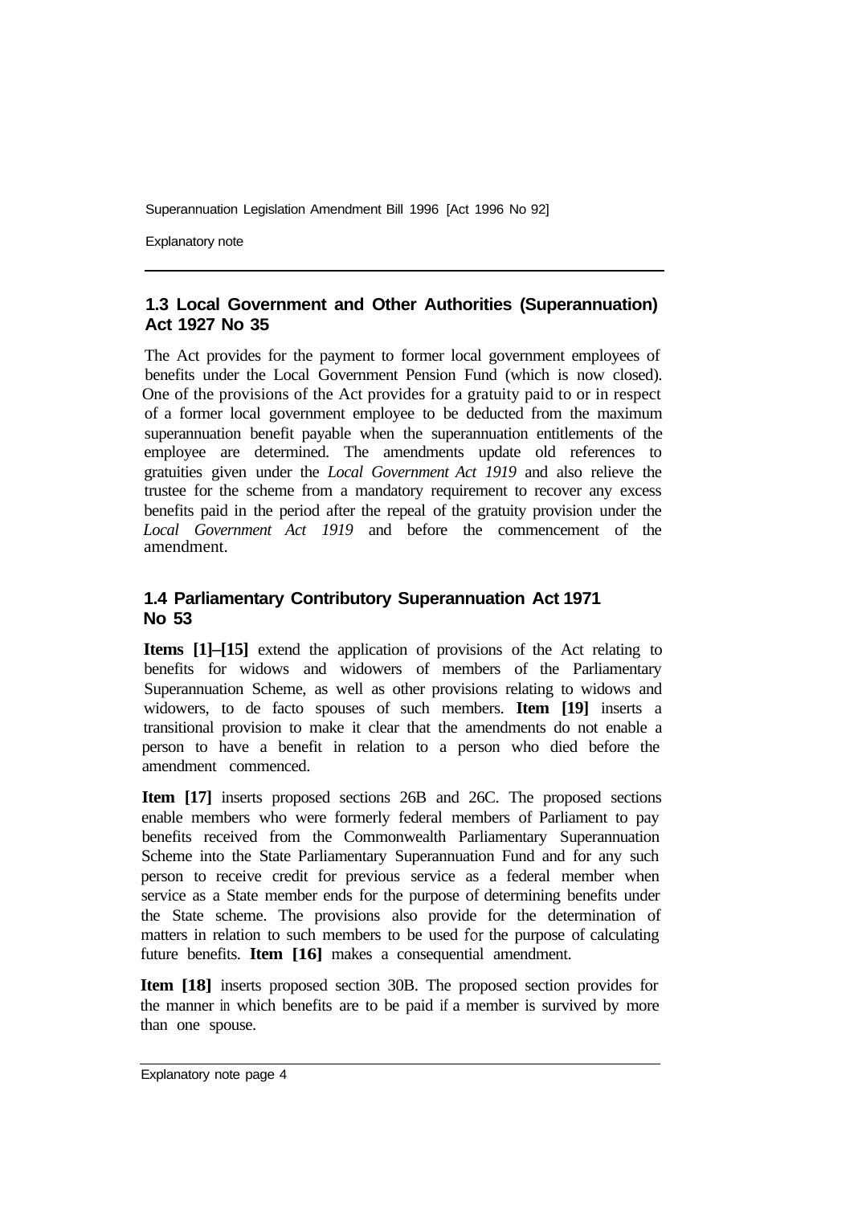### 1.3 Local Government and Other Authorities (Superannuation) Act 1927 No 35

The Act provides for the payment to former local government employees of benefits under the Local Government Pension Fund (which is now closed). One of the provisions of the Act provides for a gratuity paid to or in respect of a former local government employee to be deducted from the maximum superannuation benefit payable when the superannuation entitlements of the employee are determined. The amendments update old references to gratuities given under the *Local Government Act 1919* and also relieve the trustee for the scheme from a mandatory requirement to recover any excess benefits paid in the period after the repeal of the gratuity provision under the *Local Government Act 1919* and before the commencement of the amendment.

### 1.4 Parliamentary Contributory Superannuation Act 1971 No 53

**Items [1]–[15]** extend the application of provisions of the Act relating to benefits for widows and widowers of members of the Parliamentary Superannuation Scheme, as well as other provisions relating to widows and widowers, to de facto spouses of such members. **Item [19]** inserts a transitional provision to make it clear that the amendments do not enable a person to have a benefit in relation to a person who died before the amendment commenced.

**Item [17]** inserts proposed sections 26B and 26C. The proposed sections enable members who were formerly federal members of Parliament to pay benefits received from the Commonwealth Parliamentary Superannuation Scheme into the State Parliamentary Superannuation Fund and for any such person to receive credit for previous service as a federal member when service as a State member ends for the purpose of determining benefits under the State scheme. The provisions also provide for the determination of matters in relation to such members to be used for the purpose of calculating future benefits. **Item [16]** makes a consequential amendment.

**Item [18]** inserts proposed section 30B. The proposed section provides for the manner in which benefits are to be paid if a member is survived by more than one spouse.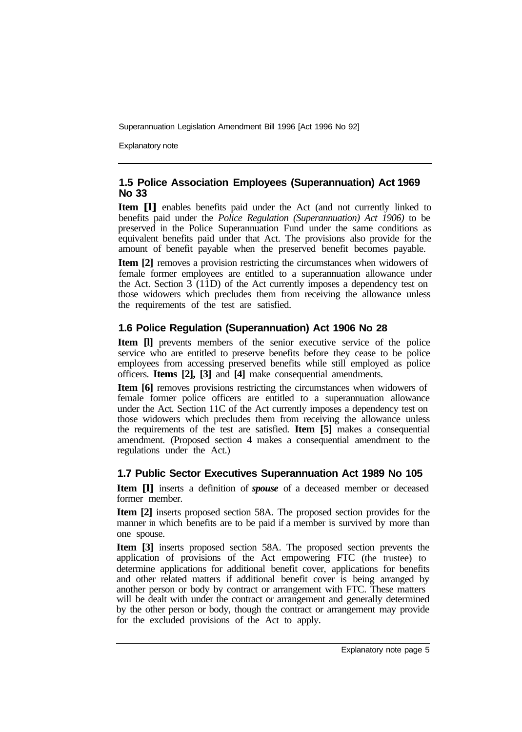### 1.5 Police Association Employees (Superannuation) Act 1969 No 33

**Item [l]** enables benefits paid under the Act (and not currently linked to benefits paid under the *Police Regulation (Superannuation) Act 1906)* to be preserved in the Police Superannuation Fund under the same conditions as equivalent benefits paid under that Act. The provisions also provide for the amount of benefit payable when the preserved benefit becomes payable.

**Item [2]** removes a provision restricting the circumstances when widowers of female former employees are entitled to a superannuation allowance under the Act. Section 3 (11D) of the Act currently imposes a dependency test on those widowers which precludes them from receiving the allowance unless the requirements of the test are satisfied.

### 1.6 Police Regulation (Superannuation) Act 1906 No 28

**Item [l]** prevents members of the senior executive service of the police service who are entitled to preserve benefits before they cease to be police employees from accessing preserved benefits while still employed as police officers. **Items [2], [3]** and **[4]** make consequential amendments.

**Item [6]** removes provisions restricting the circumstances when widowers of female former police officers are entitled to a superannuation allowance under the Act. Section 11C of the Act currently imposes a dependency test on those widowers which precludes them from receiving the allowance unless the requirements of the test are satisfied. **Item [5]** makes a consequential amendment. (Proposed section 4 makes a consequential amendment to the regulations under the Act.)

### 1.7 Public Sector Executives Superannuation Act 1989 No 105

**Item [l]** inserts a definition of ***spouse*** of a deceased member or deceased former member.

**Item [2]** inserts proposed section 58A. The proposed section provides for the manner in which benefits are to be paid if a member is survived by more than one spouse.

**Item [3]** inserts proposed section 58A. The proposed section prevents the application of provisions of the Act empowering FTC (the trustee) to determine applications for additional benefit cover, applications for benefits and other related matters if additional benefit cover is being arranged by another person or body by contract or arrangement with FTC. These matters will be dealt with under the contract or arrangement and generally determined by the other person or body, though the contract or arrangement may provide for the excluded provisions of the Act to apply.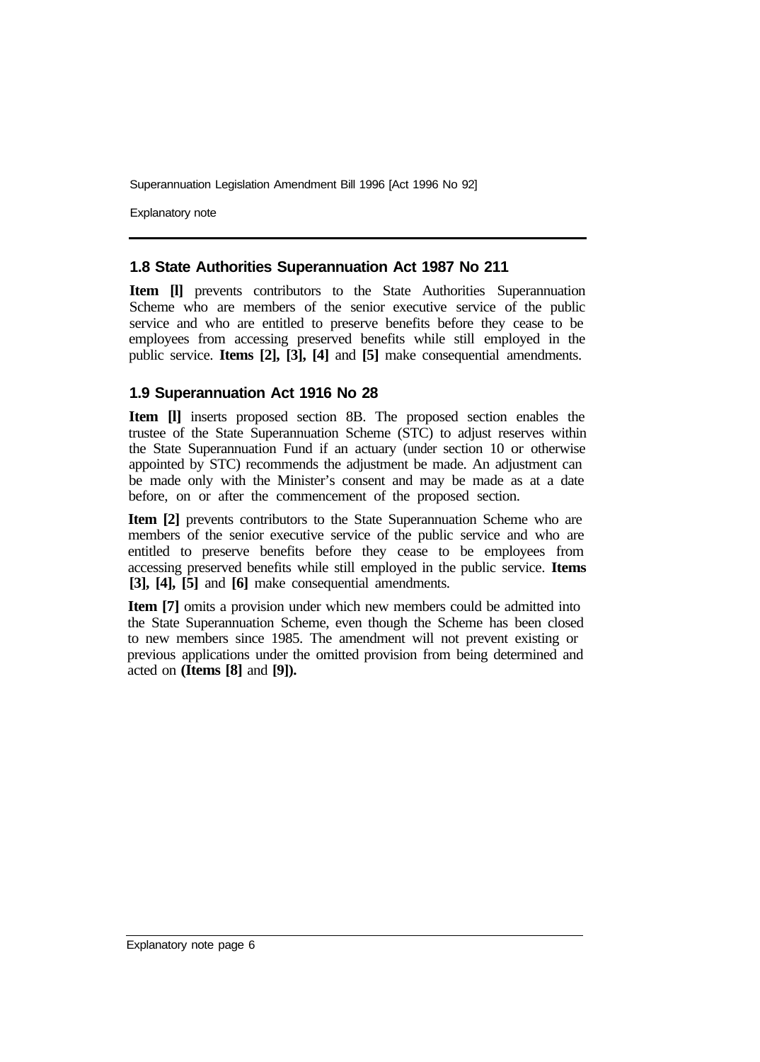### 1.8 State Authorities Superannuation Act 1987 No 211

**Item [l]** prevents contributors to the State Authorities Superannuation Scheme who are members of the senior executive service of the public service and who are entitled to preserve benefits before they cease to be employees from accessing preserved benefits while still employed in the public service. **Items [2], [3], [4]** and **[5]** make consequential amendments.

### 1.9 Superannuation Act 1916 No 28

**Item [l]** inserts proposed section 8B. The proposed section enables the trustee of the State Superannuation Scheme (STC) to adjust reserves within the State Superannuation Fund if an actuary (under section 10 or otherwise appointed by STC) recommends the adjustment be made. An adjustment can be made only with the Minister's consent and may be made as at a date before, on or after the commencement of the proposed section.

**Item [2]** prevents contributors to the State Superannuation Scheme who are members of the senior executive service of the public service and who are entitled to preserve benefits before they cease to be employees from accessing preserved benefits while still employed in the public service. **Items [3], [4], [5]** and **[6]** make consequential amendments.

**Item [7]** omits a provision under which new members could be admitted into the State Superannuation Scheme, even though the Scheme has been closed to new members since 1985. The amendment will not prevent existing or previous applications under the omitted provision from being determined and acted on **(Items [8]** and **[9]).**